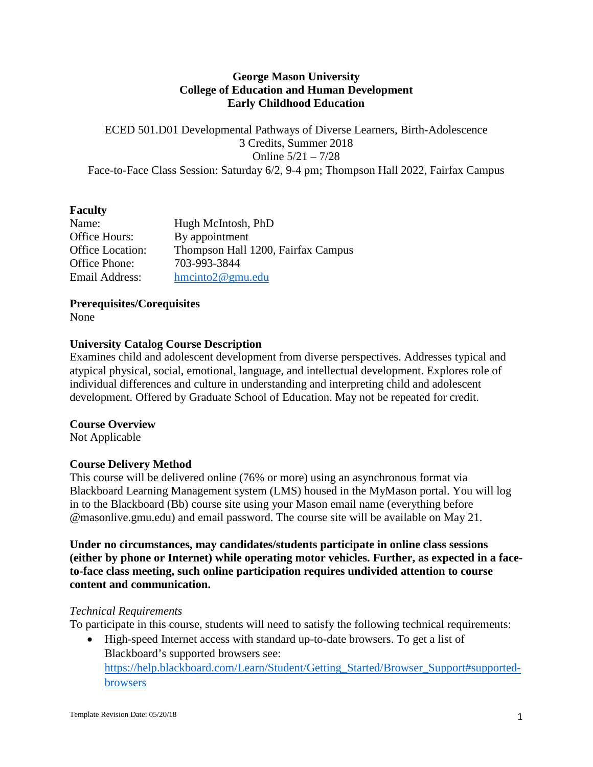**George Mason University**
**College of Education and Human Development**
**Early Childhood Education**

ECED 501.D01 Developmental Pathways of Diverse Learners, Birth-Adolescence
3 Credits, Summer 2018
Online 5/21 – 7/28
Face-to-Face Class Session: Saturday 6/2, 9-4 pm; Thompson Hall 2022, Fairfax Campus

**Faculty**

| | |
|---|---|
| Name: | Hugh McIntosh, PhD |
| Office Hours: | By appointment |
| Office Location: | Thompson Hall 1200, Fairfax Campus |
| Office Phone: | 703-993-3844 |
| Email Address: | hmcinto2@gmu.edu |

**Prerequisites/Corequisites**
None

**University Catalog Course Description**
Examines child and adolescent development from diverse perspectives. Addresses typical and atypical physical, social, emotional, language, and intellectual development. Explores role of individual differences and culture in understanding and interpreting child and adolescent development. Offered by Graduate School of Education. May not be repeated for credit.

**Course Overview**
Not Applicable

**Course Delivery Method**
This course will be delivered online (76% or more) using an asynchronous format via Blackboard Learning Management system (LMS) housed in the MyMason portal. You will log in to the Blackboard (Bb) course site using your Mason email name (everything before @masonlive.gmu.edu) and email password. The course site will be available on May 21.

**Under no circumstances, may candidates/students participate in online class sessions (either by phone or Internet) while operating motor vehicles. Further, as expected in a face-to-face class meeting, such online participation requires undivided attention to course content and communication.**

*Technical Requirements*
To participate in this course, students will need to satisfy the following technical requirements:

- High-speed Internet access with standard up-to-date browsers. To get a list of Blackboard's supported browsers see: https://help.blackboard.com/Learn/Student/Getting_Started/Browser_Support#supported-browsers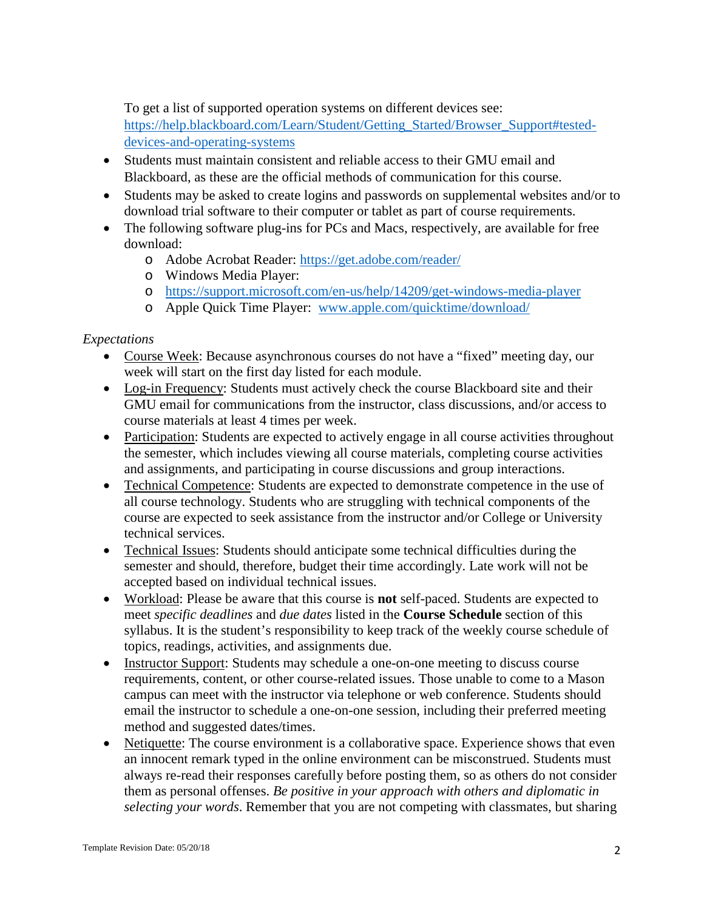To get a list of supported operation systems on different devices see: [https://help.blackboard.com/Learn/Student/Getting_Started/Browser_Support#tested-devices-and-operating-systems](https://help.blackboard.com/Learn/Student/Getting_Started/Browser_Support#tested-devices-and-operating-systems)

- Students must maintain consistent and reliable access to their GMU email and Blackboard, as these are the official methods of communication for this course.
- Students may be asked to create logins and passwords on supplemental websites and/or to download trial software to their computer or tablet as part of course requirements.
- The following software plug-ins for PCs and Macs, respectively, are available for free download:
    - Adobe Acrobat Reader: [https://get.adobe.com/reader/](https://get.adobe.com/reader/)
    - Windows Media Player:
    - [https://support.microsoft.com/en-us/help/14209/get-windows-media-player](https://support.microsoft.com/en-us/help/14209/get-windows-media-player)
    - Apple Quick Time Player: [www.apple.com/quicktime/download/](www.apple.com/quicktime/download/)

*Expectations*

- Course Week: Because asynchronous courses do not have a "fixed" meeting day, our week will start on the first day listed for each module.
- Log-in Frequency: Students must actively check the course Blackboard site and their GMU email for communications from the instructor, class discussions, and/or access to course materials at least 4 times per week.
- Participation: Students are expected to actively engage in all course activities throughout the semester, which includes viewing all course materials, completing course activities and assignments, and participating in course discussions and group interactions.
- Technical Competence: Students are expected to demonstrate competence in the use of all course technology. Students who are struggling with technical components of the course are expected to seek assistance from the instructor and/or College or University technical services.
- Technical Issues: Students should anticipate some technical difficulties during the semester and should, therefore, budget their time accordingly. Late work will not be accepted based on individual technical issues.
- Workload: Please be aware that this course is **not** self-paced. Students are expected to meet *specific deadlines* and *due dates* listed in the **Course Schedule** section of this syllabus. It is the student's responsibility to keep track of the weekly course schedule of topics, readings, activities, and assignments due.
- Instructor Support: Students may schedule a one-on-one meeting to discuss course requirements, content, or other course-related issues. Those unable to come to a Mason campus can meet with the instructor via telephone or web conference. Students should email the instructor to schedule a one-on-one session, including their preferred meeting method and suggested dates/times.
- Netiquette: The course environment is a collaborative space. Experience shows that even an innocent remark typed in the online environment can be misconstrued. Students must always re-read their responses carefully before posting them, so as others do not consider them as personal offenses. *Be positive in your approach with others and diplomatic in selecting your words*. Remember that you are not competing with classmates, but sharing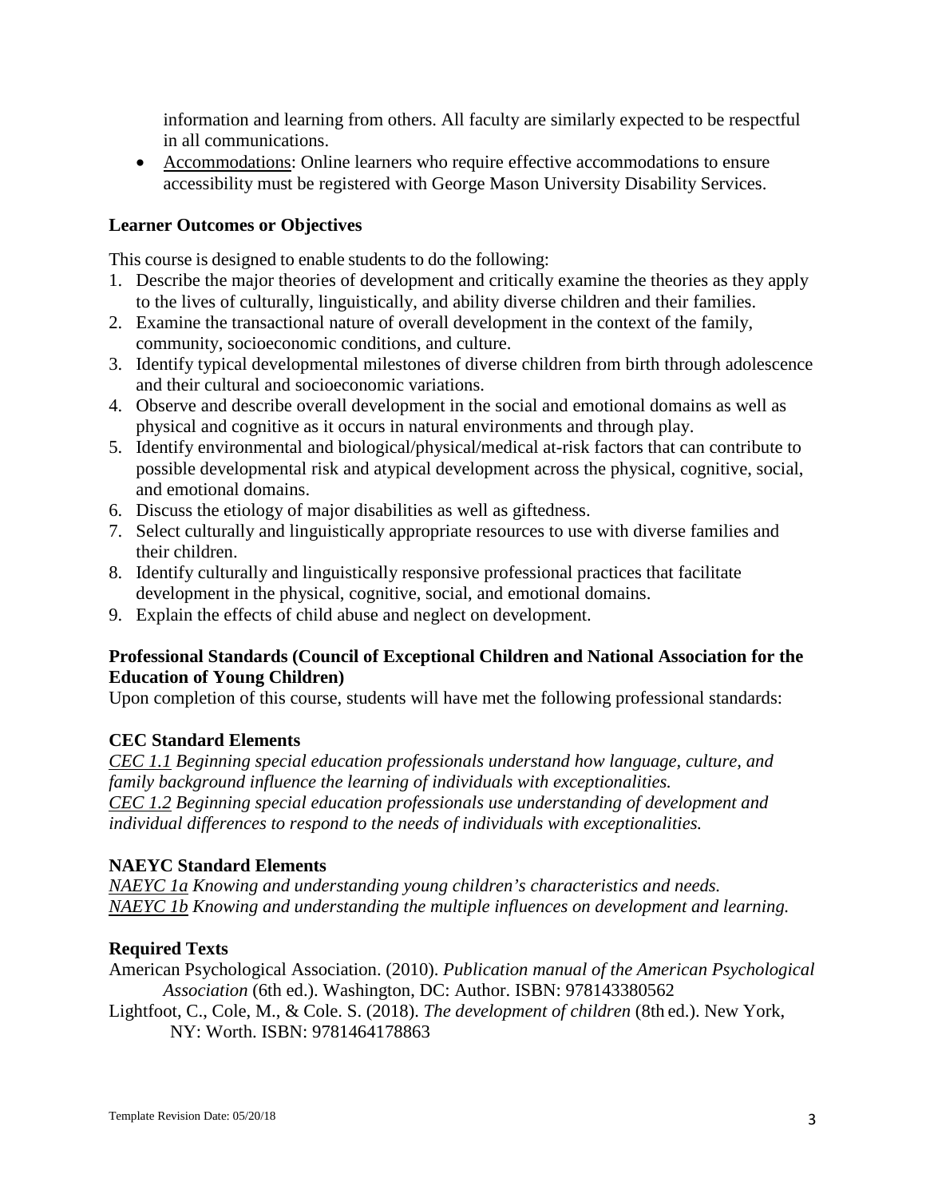information and learning from others. All faculty are similarly expected to be respectful in all communications.

- Accommodations: Online learners who require effective accommodations to ensure accessibility must be registered with George Mason University Disability Services.

### Learner Outcomes or Objectives

This course is designed to enable students to do the following:

1. Describe the major theories of development and critically examine the theories as they apply to the lives of culturally, linguistically, and ability diverse children and their families.
2. Examine the transactional nature of overall development in the context of the family, community, socioeconomic conditions, and culture.
3. Identify typical developmental milestones of diverse children from birth through adolescence and their cultural and socioeconomic variations.
4. Observe and describe overall development in the social and emotional domains as well as physical and cognitive as it occurs in natural environments and through play.
5. Identify environmental and biological/physical/medical at-risk factors that can contribute to possible developmental risk and atypical development across the physical, cognitive, social, and emotional domains.
6. Discuss the etiology of major disabilities as well as giftedness.
7. Select culturally and linguistically appropriate resources to use with diverse families and their children.
8. Identify culturally and linguistically responsive professional practices that facilitate development in the physical, cognitive, social, and emotional domains.
9. Explain the effects of child abuse and neglect on development.

### Professional Standards (Council of Exceptional Children and National Association for the Education of Young Children)

Upon completion of this course, students will have met the following professional standards:

### CEC Standard Elements

*CEC 1.1 Beginning special education professionals understand how language, culture, and family background influence the learning of individuals with exceptionalities.*
*CEC 1.2 Beginning special education professionals use understanding of development and individual differences to respond to the needs of individuals with exceptionalities.*

### NAEYC Standard Elements

*NAEYC 1a Knowing and understanding young children's characteristics and needs.*
*NAEYC 1b Knowing and understanding the multiple influences on development and learning.*

### Required Texts

American Psychological Association. (2010). *Publication manual of the American Psychological Association* (6th ed.). Washington, DC: Author. ISBN: 978143380562

Lightfoot, C., Cole, M., & Cole. S. (2018). *The development of children* (8th ed.). New York, NY: Worth. ISBN: 9781464178863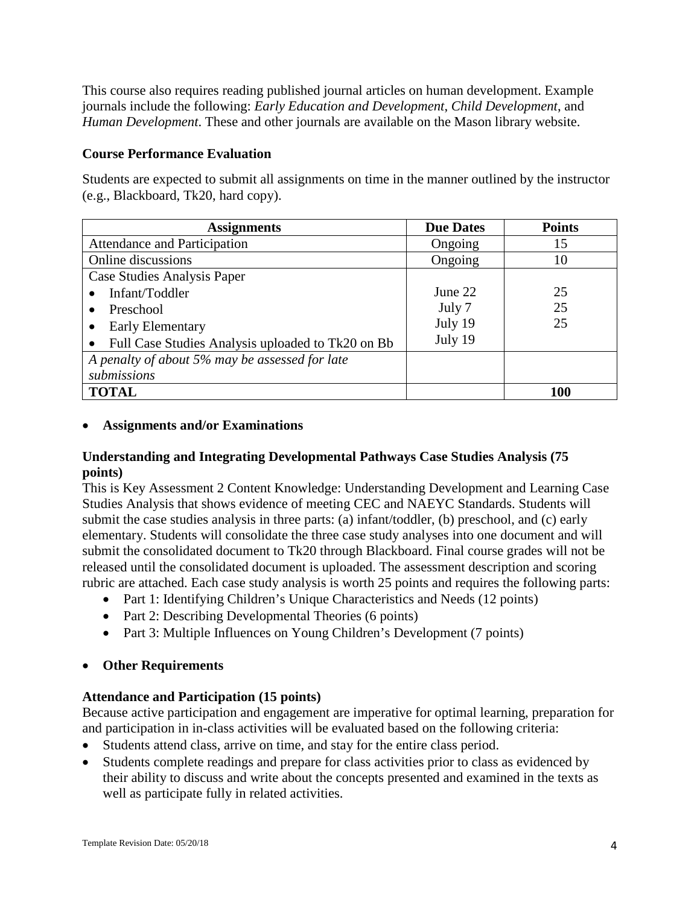This course also requires reading published journal articles on human development. Example journals include the following: *Early Education and Development*, *Child Development*, and *Human Development*. These and other journals are available on the Mason library website.

**Course Performance Evaluation**

Students are expected to submit all assignments on time in the manner outlined by the instructor (e.g., Blackboard, Tk20, hard copy).

| Assignments | Due Dates | Points |
|---|---|---|
| Attendance and Participation | Ongoing | 15 |
| Online discussions | Ongoing | 10 |
| Case Studies Analysis Paper<br>• Infant/Toddler<br>• Preschool<br>• Early Elementary<br>• Full Case Studies Analysis uploaded to Tk20 on Bb | <br>June 22<br>July 7<br>July 19<br>July 19 | <br>25<br>25<br>25 |
| *A penalty of about 5% may be assessed for late submissions* | | |
| **TOTAL** | | **100** |

- **Assignments and/or Examinations**

**Understanding and Integrating Developmental Pathways Case Studies Analysis (75 points)**

This is Key Assessment 2 Content Knowledge: Understanding Development and Learning Case Studies Analysis that shows evidence of meeting CEC and NAEYC Standards. Students will submit the case studies analysis in three parts: (a) infant/toddler, (b) preschool, and (c) early elementary. Students will consolidate the three case study analyses into one document and will submit the consolidated document to Tk20 through Blackboard. Final course grades will not be released until the consolidated document is uploaded. The assessment description and scoring rubric are attached. Each case study analysis is worth 25 points and requires the following parts:

- Part 1: Identifying Children's Unique Characteristics and Needs (12 points)
- Part 2: Describing Developmental Theories (6 points)
- Part 3: Multiple Influences on Young Children's Development (7 points)

- **Other Requirements**

**Attendance and Participation (15 points)**

Because active participation and engagement are imperative for optimal learning, preparation for and participation in in-class activities will be evaluated based on the following criteria:

- Students attend class, arrive on time, and stay for the entire class period.
- Students complete readings and prepare for class activities prior to class as evidenced by their ability to discuss and write about the concepts presented and examined in the texts as well as participate fully in related activities.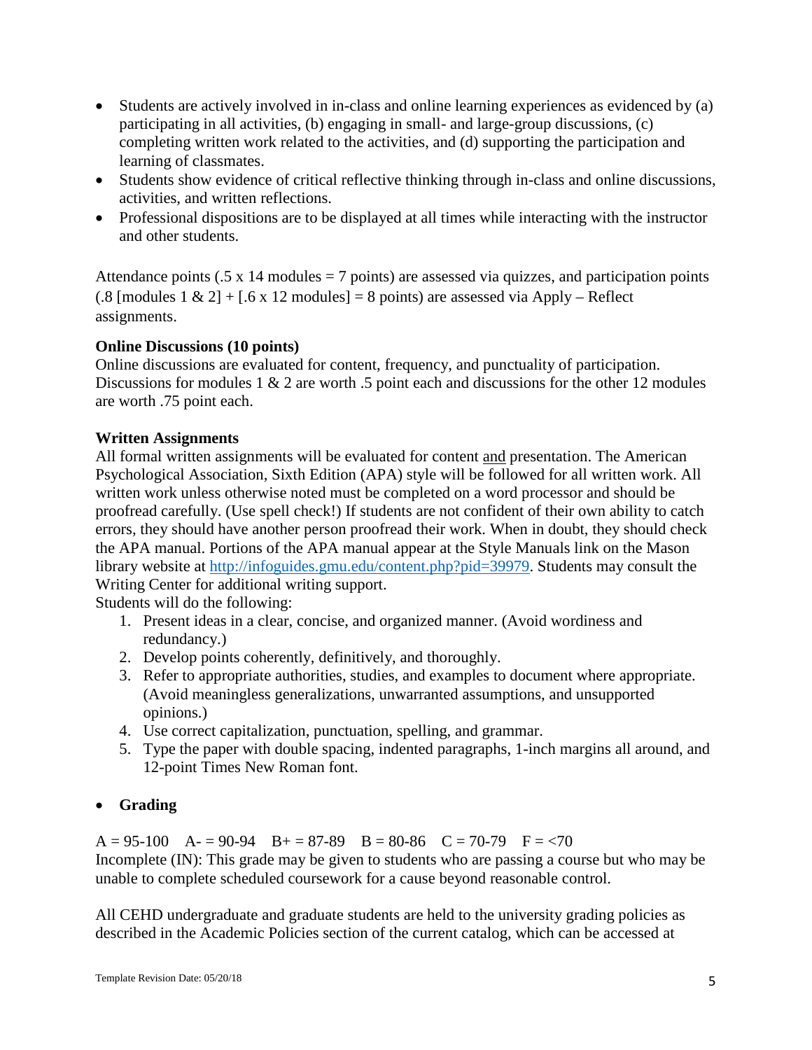- Students are actively involved in in-class and online learning experiences as evidenced by (a) participating in all activities, (b) engaging in small- and large-group discussions, (c) completing written work related to the activities, and (d) supporting the participation and learning of classmates.
- Students show evidence of critical reflective thinking through in-class and online discussions, activities, and written reflections.
- Professional dispositions are to be displayed at all times while interacting with the instructor and other students.

Attendance points (.5 x 14 modules = 7 points) are assessed via quizzes, and participation points (.8 [modules 1 & 2] + [.6 x 12 modules] = 8 points) are assessed via Apply – Reflect assignments.

**Online Discussions (10 points)**
Online discussions are evaluated for content, frequency, and punctuality of participation. Discussions for modules 1 & 2 are worth .5 point each and discussions for the other 12 modules are worth .75 point each.

**Written Assignments**
All formal written assignments will be evaluated for content and presentation. The American Psychological Association, Sixth Edition (APA) style will be followed for all written work. All written work unless otherwise noted must be completed on a word processor and should be proofread carefully. (Use spell check!) If students are not confident of their own ability to catch errors, they should have another person proofread their work. When in doubt, they should check the APA manual. Portions of the APA manual appear at the Style Manuals link on the Mason library website at http://infoguides.gmu.edu/content.php?pid=39979. Students may consult the Writing Center for additional writing support.
Students will do the following:

1. Present ideas in a clear, concise, and organized manner. (Avoid wordiness and redundancy.)
2. Develop points coherently, definitively, and thoroughly.
3. Refer to appropriate authorities, studies, and examples to document where appropriate. (Avoid meaningless generalizations, unwarranted assumptions, and unsupported opinions.)
4. Use correct capitalization, punctuation, spelling, and grammar.
5. Type the paper with double spacing, indented paragraphs, 1-inch margins all around, and 12-point Times New Roman font.

- **Grading**

A = 95-100  A- = 90-94  B+ = 87-89  B = 80-86  C = 70-79  F = <70
Incomplete (IN): This grade may be given to students who are passing a course but who may be unable to complete scheduled coursework for a cause beyond reasonable control.

All CEHD undergraduate and graduate students are held to the university grading policies as described in the Academic Policies section of the current catalog, which can be accessed at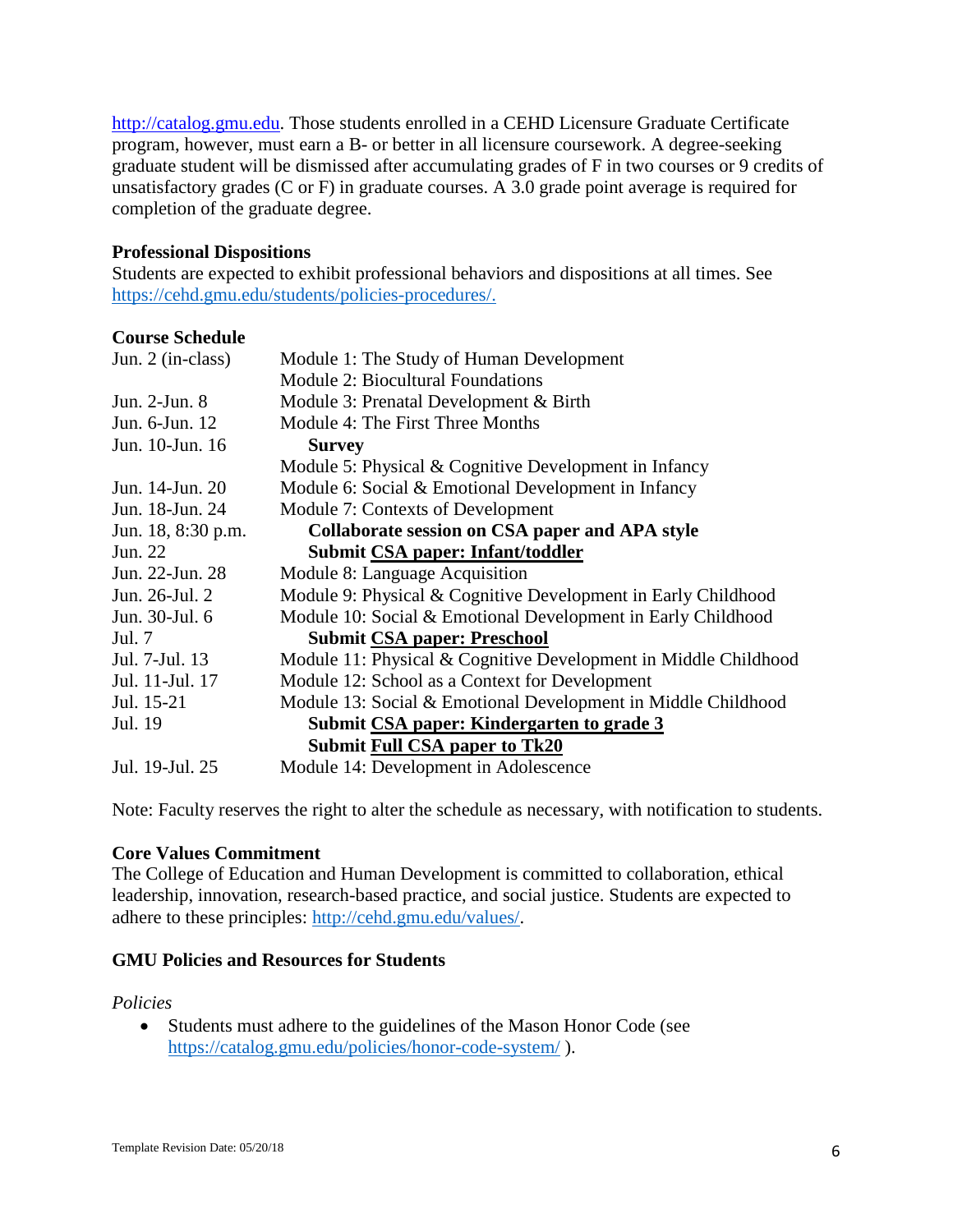http://catalog.gmu.edu. Those students enrolled in a CEHD Licensure Graduate Certificate program, however, must earn a B- or better in all licensure coursework. A degree-seeking graduate student will be dismissed after accumulating grades of F in two courses or 9 credits of unsatisfactory grades (C or F) in graduate courses. A 3.0 grade point average is required for completion of the graduate degree.

**Professional Dispositions**
Students are expected to exhibit professional behaviors and dispositions at all times. See https://cehd.gmu.edu/students/policies-procedures/.

**Course Schedule**

| | |
|---|---|
| Jun. 2 (in-class) | Module 1: The Study of Human Development |
| | Module 2: Biocultural Foundations |
| Jun. 2-Jun. 8 | Module 3: Prenatal Development & Birth |
| Jun. 6-Jun. 12 | Module 4: The First Three Months |
| Jun. 10-Jun. 16 | **Survey** |
| | Module 5: Physical & Cognitive Development in Infancy |
| Jun. 14-Jun. 20 | Module 6: Social & Emotional Development in Infancy |
| Jun. 18-Jun. 24 | Module 7: Contexts of Development |
| Jun. 18, 8:30 p.m. | **Collaborate session on CSA paper and APA style** |
| Jun. 22 | **Submit CSA paper: Infant/toddler** |
| Jun. 22-Jun. 28 | Module 8: Language Acquisition |
| Jun. 26-Jul. 2 | Module 9: Physical & Cognitive Development in Early Childhood |
| Jun. 30-Jul. 6 | Module 10: Social & Emotional Development in Early Childhood |
| Jul. 7 | **Submit CSA paper: Preschool** |
| Jul. 7-Jul. 13 | Module 11: Physical & Cognitive Development in Middle Childhood |
| Jul. 11-Jul. 17 | Module 12: School as a Context for Development |
| Jul. 15-21 | Module 13: Social & Emotional Development in Middle Childhood |
| Jul. 19 | **Submit CSA paper: Kindergarten to grade 3** |
| | **Submit Full CSA paper to Tk20** |
| Jul. 19-Jul. 25 | Module 14: Development in Adolescence |

Note: Faculty reserves the right to alter the schedule as necessary, with notification to students.

**Core Values Commitment**
The College of Education and Human Development is committed to collaboration, ethical leadership, innovation, research-based practice, and social justice. Students are expected to adhere to these principles: http://cehd.gmu.edu/values/.

**GMU Policies and Resources for Students**

*Policies*

- Students must adhere to the guidelines of the Mason Honor Code (see https://catalog.gmu.edu/policies/honor-code-system/ ).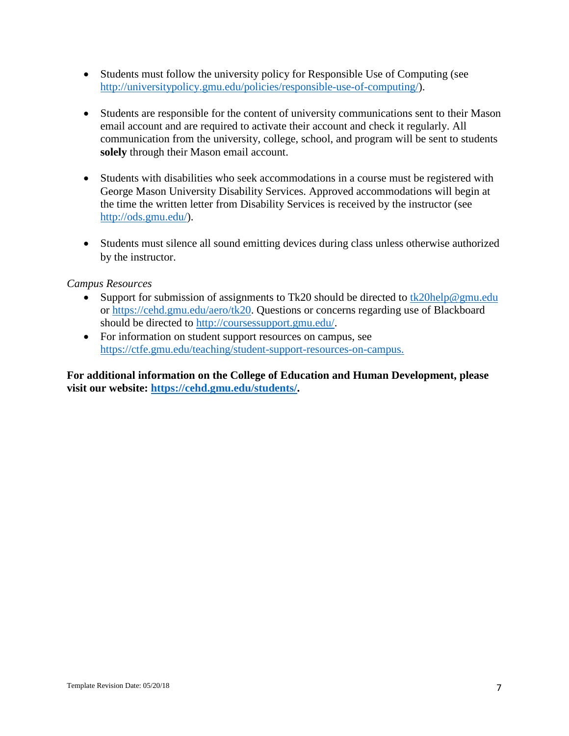- Students must follow the university policy for Responsible Use of Computing (see http://universitypolicy.gmu.edu/policies/responsible-use-of-computing/).

- Students are responsible for the content of university communications sent to their Mason email account and are required to activate their account and check it regularly. All communication from the university, college, school, and program will be sent to students **solely** through their Mason email account.

- Students with disabilities who seek accommodations in a course must be registered with George Mason University Disability Services. Approved accommodations will begin at the time the written letter from Disability Services is received by the instructor (see http://ods.gmu.edu/).

- Students must silence all sound emitting devices during class unless otherwise authorized by the instructor.

*Campus Resources*

- Support for submission of assignments to Tk20 should be directed to tk20help@gmu.edu or https://cehd.gmu.edu/aero/tk20. Questions or concerns regarding use of Blackboard should be directed to http://coursessupport.gmu.edu/.
- For information on student support resources on campus, see https://ctfe.gmu.edu/teaching/student-support-resources-on-campus.

**For additional information on the College of Education and Human Development, please visit our website: https://cehd.gmu.edu/students/.**